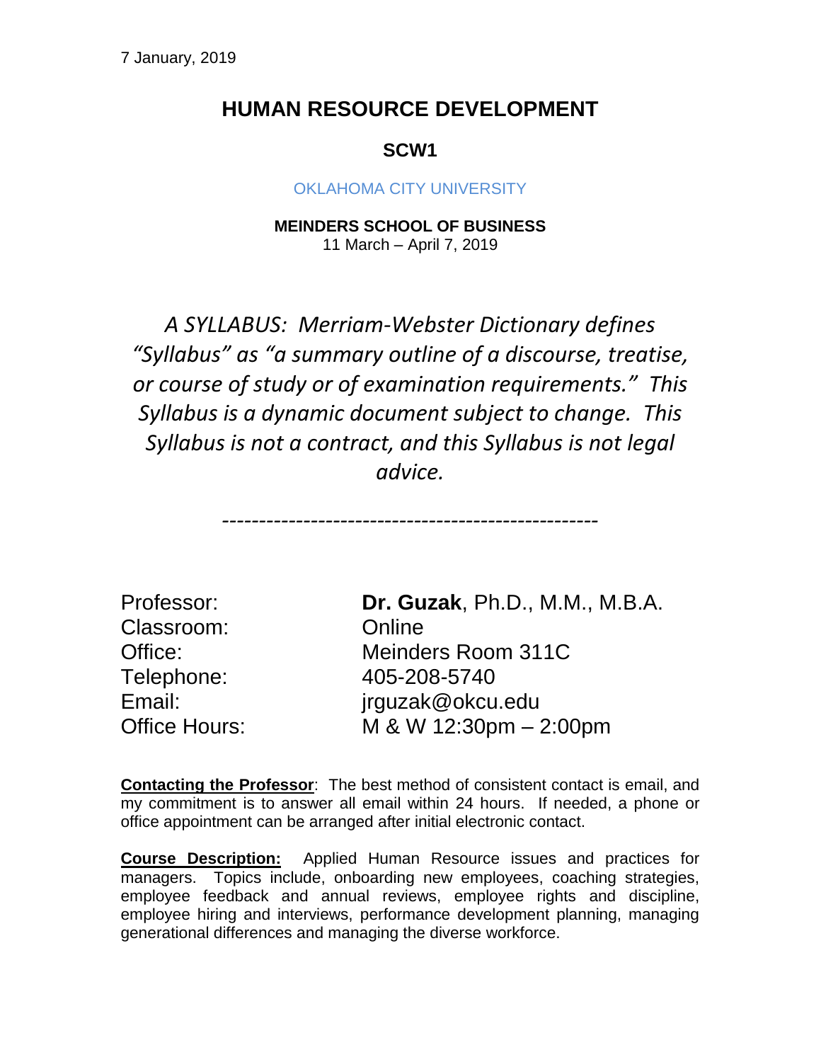7 January, 2019

# HUMAN RESOURCE DEVELOPMENT

## SCW1

OKLAHOMA CITY UNIVERSITY

**MEINDERS SCHOOL OF BUSINESS**
11 March – April 7, 2019

*A SYLLABUS: Merriam-Webster Dictionary defines "Syllabus" as "a summary outline of a discourse, treatise, or course of study or of examination requirements." This Syllabus is a dynamic document subject to change. This Syllabus is not a contract, and this Syllabus is not legal advice.*

---

Professor: **Dr. Guzak**, Ph.D., M.M., M.B.A.
Classroom: Online
Office: Meinders Room 311C
Telephone: 405-208-5740
Email: jrguzak@okcu.edu
Office Hours: M & W 12:30pm – 2:00pm

**Contacting the Professor**: The best method of consistent contact is email, and my commitment is to answer all email within 24 hours. If needed, a phone or office appointment can be arranged after initial electronic contact.

**Course Description:** Applied Human Resource issues and practices for managers. Topics include, onboarding new employees, coaching strategies, employee feedback and annual reviews, employee rights and discipline, employee hiring and interviews, performance development planning, managing generational differences and managing the diverse workforce.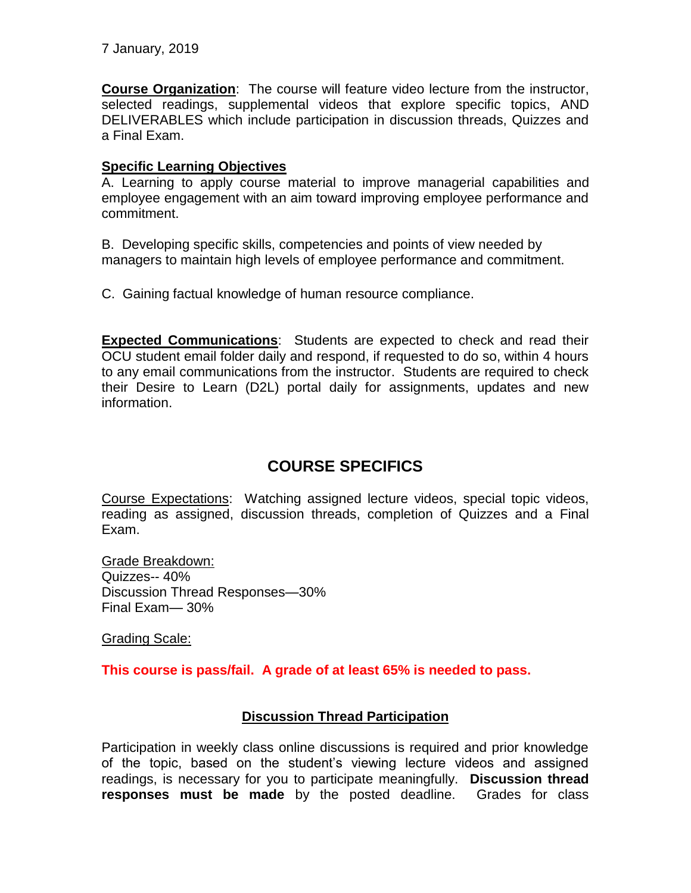7 January, 2019

**Course Organization**: The course will feature video lecture from the instructor, selected readings, supplemental videos that explore specific topics, AND DELIVERABLES which include participation in discussion threads, Quizzes and a Final Exam.

**Specific Learning Objectives**

A. Learning to apply course material to improve managerial capabilities and employee engagement with an aim toward improving employee performance and commitment.

B. Developing specific skills, competencies and points of view needed by managers to maintain high levels of employee performance and commitment.

C. Gaining factual knowledge of human resource compliance.

**Expected Communications**: Students are expected to check and read their OCU student email folder daily and respond, if requested to do so, within 4 hours to any email communications from the instructor. Students are required to check their Desire to Learn (D2L) portal daily for assignments, updates and new information.

## COURSE SPECIFICS

Course Expectations: Watching assigned lecture videos, special topic videos, reading as assigned, discussion threads, completion of Quizzes and a Final Exam.

Grade Breakdown:
Quizzes-- 40%
Discussion Thread Responses—30%
Final Exam— 30%

Grading Scale:

**This course is pass/fail. A grade of at least 65% is needed to pass.**

### Discussion Thread Participation

Participation in weekly class online discussions is required and prior knowledge of the topic, based on the student's viewing lecture videos and assigned readings, is necessary for you to participate meaningfully. **Discussion thread responses must be made** by the posted deadline. Grades for class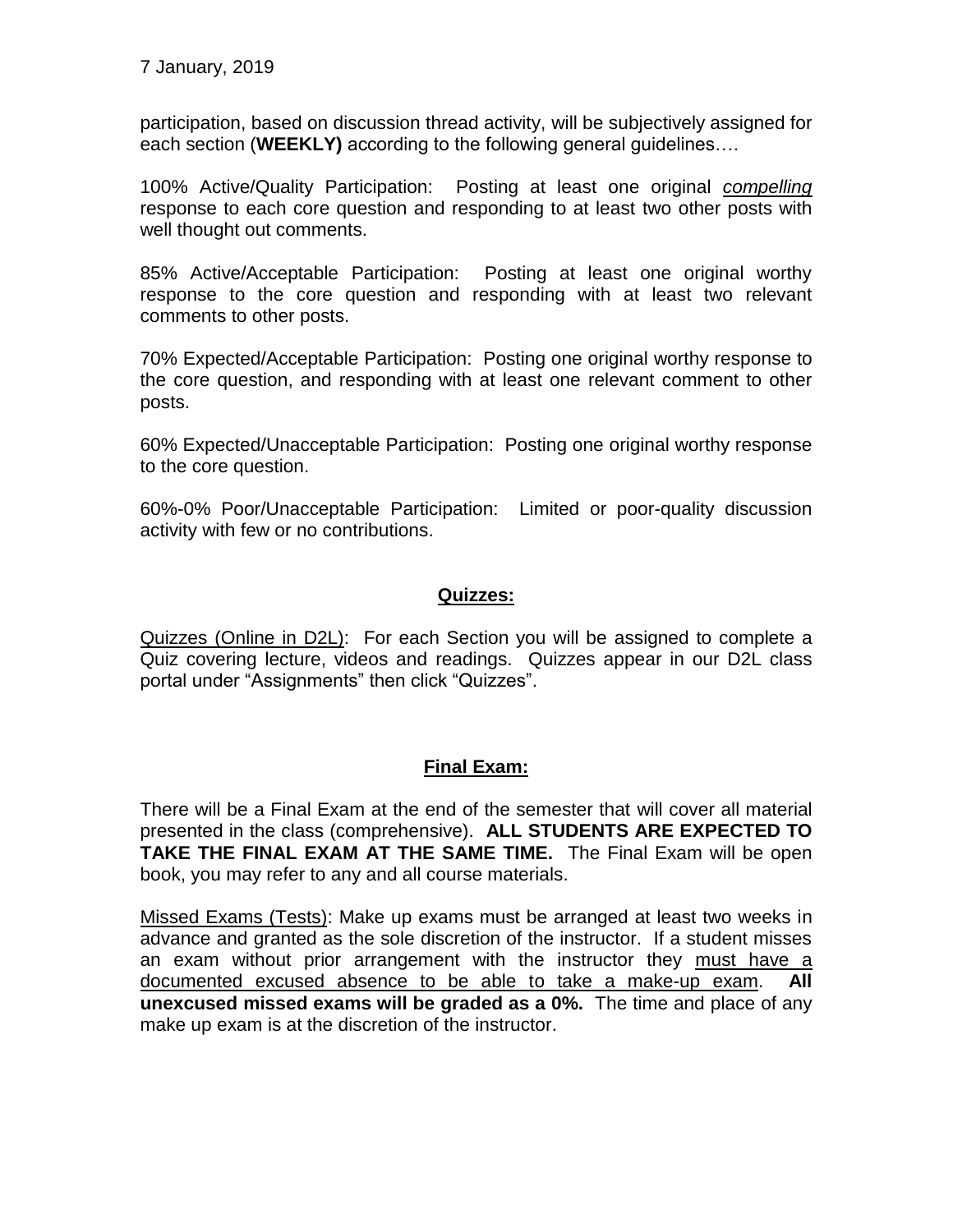participation, based on discussion thread activity, will be subjectively assigned for each section (**WEEKLY)** according to the following general guidelines….

100% Active/Quality Participation: Posting at least one original *compelling* response to each core question and responding to at least two other posts with well thought out comments.

85% Active/Acceptable Participation: Posting at least one original worthy response to the core question and responding with at least two relevant comments to other posts.

70% Expected/Acceptable Participation: Posting one original worthy response to the core question, and responding with at least one relevant comment to other posts.

60% Expected/Unacceptable Participation: Posting one original worthy response to the core question.

60%-0% Poor/Unacceptable Participation: Limited or poor-quality discussion activity with few or no contributions.

## Quizzes:

Quizzes (Online in D2L): For each Section you will be assigned to complete a Quiz covering lecture, videos and readings. Quizzes appear in our D2L class portal under "Assignments" then click "Quizzes".

## Final Exam:

There will be a Final Exam at the end of the semester that will cover all material presented in the class (comprehensive). **ALL STUDENTS ARE EXPECTED TO TAKE THE FINAL EXAM AT THE SAME TIME.** The Final Exam will be open book, you may refer to any and all course materials.

Missed Exams (Tests): Make up exams must be arranged at least two weeks in advance and granted as the sole discretion of the instructor. If a student misses an exam without prior arrangement with the instructor they must have a documented excused absence to be able to take a make-up exam. **All unexcused missed exams will be graded as a 0%.** The time and place of any make up exam is at the discretion of the instructor.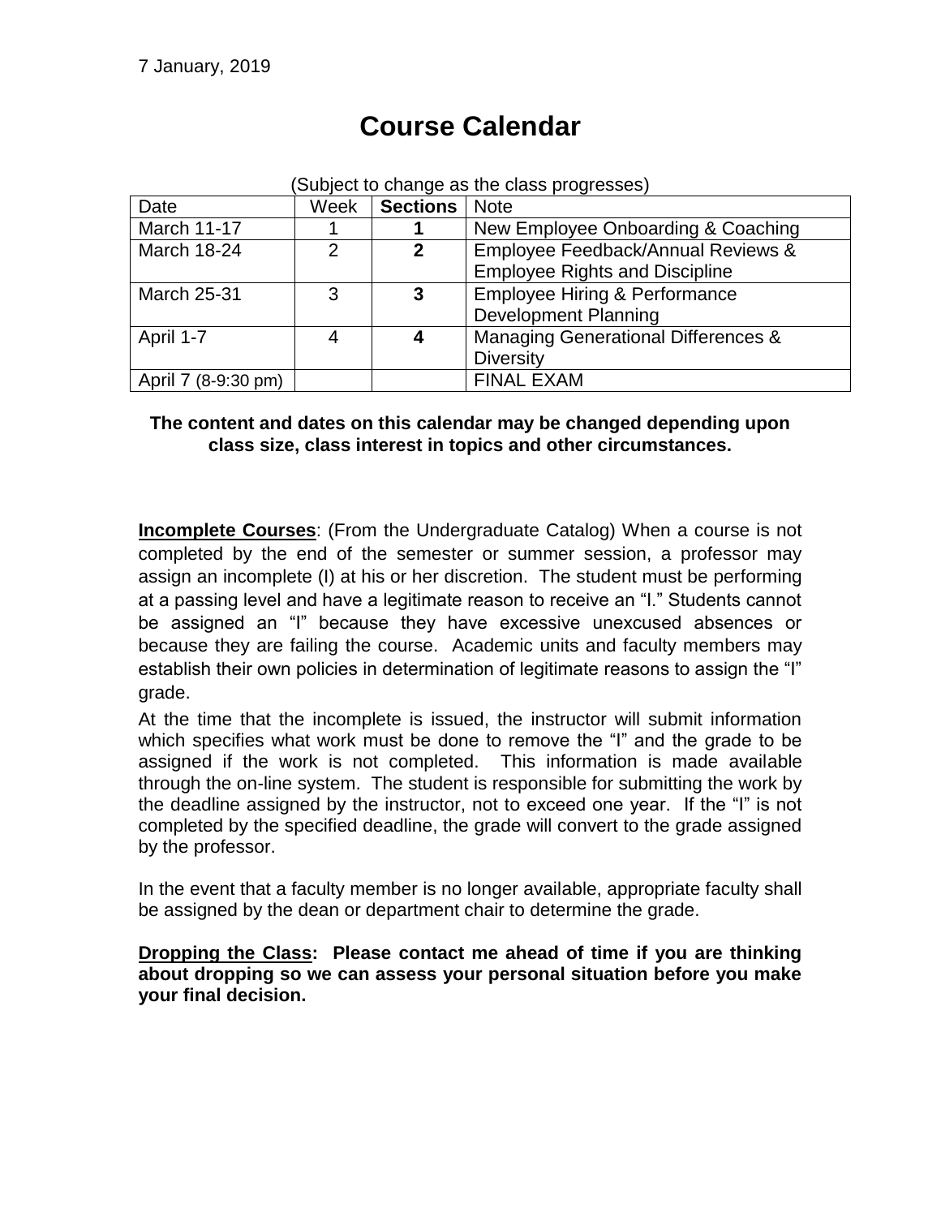7 January, 2019

# Course Calendar

(Subject to change as the class progresses)

| Date | Week | **Sections** | Note |
|---|---|---|---|
| March 11-17 | 1 | **1** | New Employee Onboarding & Coaching |
| March 18-24 | 2 | **2** | Employee Feedback/Annual Reviews & Employee Rights and Discipline |
| March 25-31 | 3 | **3** | Employee Hiring & Performance Development Planning |
| April 1-7 | 4 | **4** | Managing Generational Differences & Diversity |
| April 7 (8-9:30 pm) | | | FINAL EXAM |

**The content and dates on this calendar may be changed depending upon class size, class interest in topics and other circumstances.**

**Incomplete Courses**: (From the Undergraduate Catalog) When a course is not completed by the end of the semester or summer session, a professor may assign an incomplete (I) at his or her discretion. The student must be performing at a passing level and have a legitimate reason to receive an "I." Students cannot be assigned an "I" because they have excessive unexcused absences or because they are failing the course. Academic units and faculty members may establish their own policies in determination of legitimate reasons to assign the "I" grade.

At the time that the incomplete is issued, the instructor will submit information which specifies what work must be done to remove the "I" and the grade to be assigned if the work is not completed. This information is made available through the on-line system. The student is responsible for submitting the work by the deadline assigned by the instructor, not to exceed one year. If the "I" is not completed by the specified deadline, the grade will convert to the grade assigned by the professor.

In the event that a faculty member is no longer available, appropriate faculty shall be assigned by the dean or department chair to determine the grade.

**Dropping the Class: Please contact me ahead of time if you are thinking about dropping so we can assess your personal situation before you make your final decision.**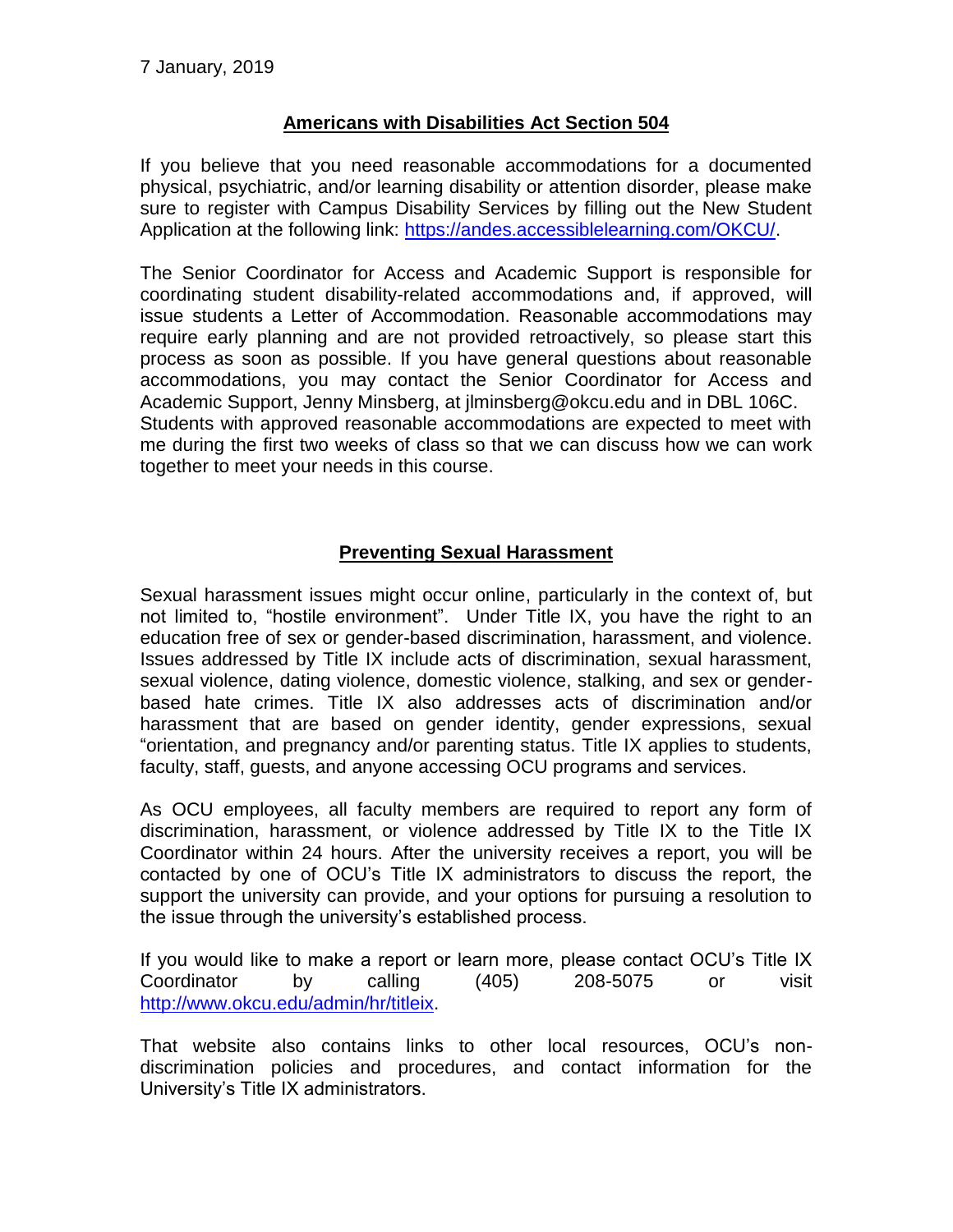7 January, 2019

## Americans with Disabilities Act Section 504

If you believe that you need reasonable accommodations for a documented physical, psychiatric, and/or learning disability or attention disorder, please make sure to register with Campus Disability Services by filling out the New Student Application at the following link: https://andes.accessiblelearning.com/OKCU/.

The Senior Coordinator for Access and Academic Support is responsible for coordinating student disability-related accommodations and, if approved, will issue students a Letter of Accommodation. Reasonable accommodations may require early planning and are not provided retroactively, so please start this process as soon as possible. If you have general questions about reasonable accommodations, you may contact the Senior Coordinator for Access and Academic Support, Jenny Minsberg, at jlminsberg@okcu.edu and in DBL 106C.
Students with approved reasonable accommodations are expected to meet with me during the first two weeks of class so that we can discuss how we can work together to meet your needs in this course.

## Preventing Sexual Harassment

Sexual harassment issues might occur online, particularly in the context of, but not limited to, "hostile environment". Under Title IX, you have the right to an education free of sex or gender-based discrimination, harassment, and violence. Issues addressed by Title IX include acts of discrimination, sexual harassment, sexual violence, dating violence, domestic violence, stalking, and sex or gender-based hate crimes. Title IX also addresses acts of discrimination and/or harassment that are based on gender identity, gender expressions, sexual "orientation, and pregnancy and/or parenting status. Title IX applies to students, faculty, staff, guests, and anyone accessing OCU programs and services.

As OCU employees, all faculty members are required to report any form of discrimination, harassment, or violence addressed by Title IX to the Title IX Coordinator within 24 hours. After the university receives a report, you will be contacted by one of OCU's Title IX administrators to discuss the report, the support the university can provide, and your options for pursuing a resolution to the issue through the university's established process.

If you would like to make a report or learn more, please contact OCU's Title IX Coordinator by calling (405) 208-5075 or visit http://www.okcu.edu/admin/hr/titleix.

That website also contains links to other local resources, OCU's non-discrimination policies and procedures, and contact information for the University's Title IX administrators.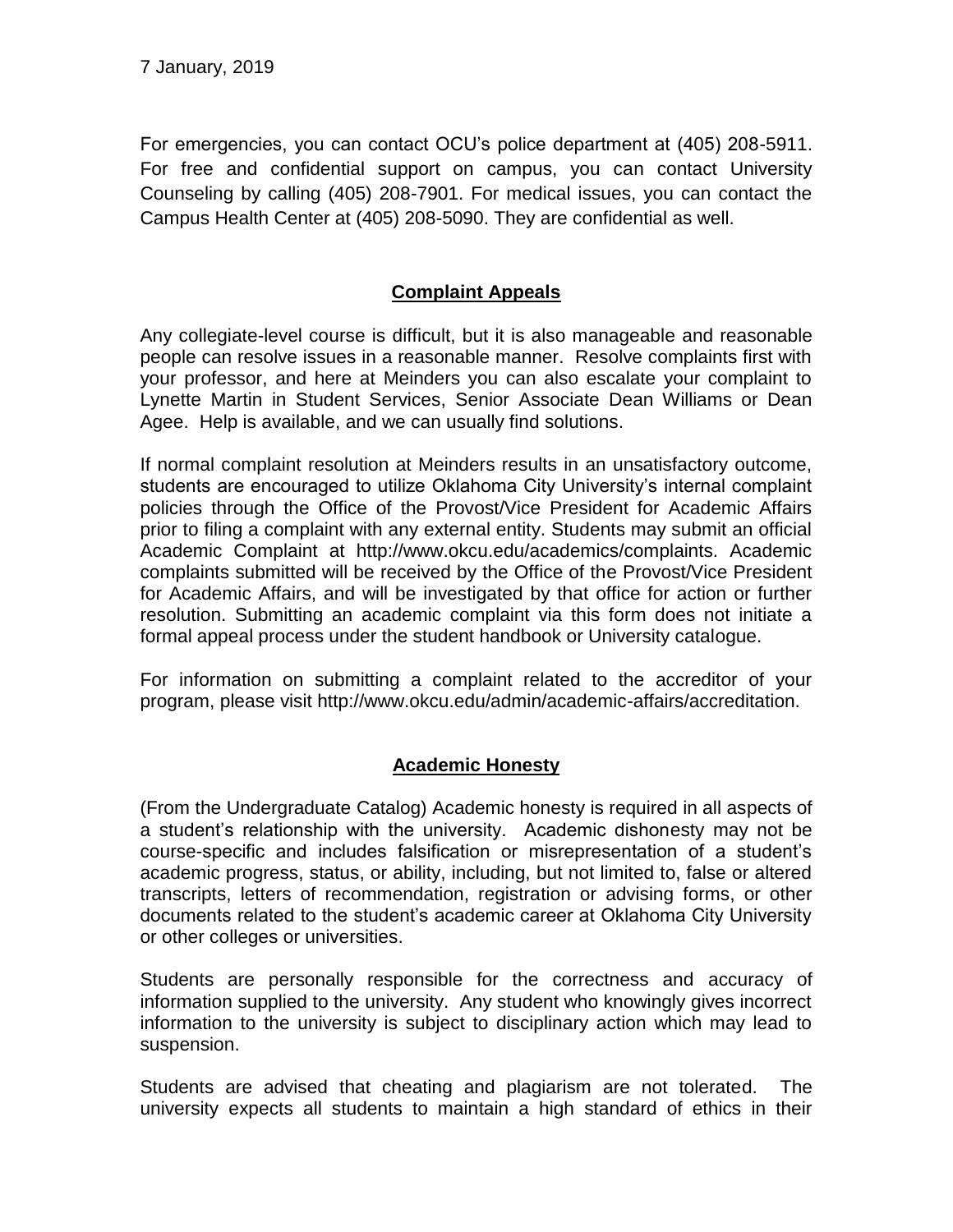7 January, 2019

For emergencies, you can contact OCU's police department at (405) 208-5911. For free and confidential support on campus, you can contact University Counseling by calling (405) 208-7901. For medical issues, you can contact the Campus Health Center at (405) 208-5090. They are confidential as well.

## Complaint Appeals

Any collegiate-level course is difficult, but it is also manageable and reasonable people can resolve issues in a reasonable manner. Resolve complaints first with your professor, and here at Meinders you can also escalate your complaint to Lynette Martin in Student Services, Senior Associate Dean Williams or Dean Agee. Help is available, and we can usually find solutions.

If normal complaint resolution at Meinders results in an unsatisfactory outcome, students are encouraged to utilize Oklahoma City University's internal complaint policies through the Office of the Provost/Vice President for Academic Affairs prior to filing a complaint with any external entity. Students may submit an official Academic Complaint at http://www.okcu.edu/academics/complaints. Academic complaints submitted will be received by the Office of the Provost/Vice President for Academic Affairs, and will be investigated by that office for action or further resolution. Submitting an academic complaint via this form does not initiate a formal appeal process under the student handbook or University catalogue.

For information on submitting a complaint related to the accreditor of your program, please visit http://www.okcu.edu/admin/academic-affairs/accreditation.

## Academic Honesty

(From the Undergraduate Catalog) Academic honesty is required in all aspects of a student's relationship with the university. Academic dishonesty may not be course-specific and includes falsification or misrepresentation of a student's academic progress, status, or ability, including, but not limited to, false or altered transcripts, letters of recommendation, registration or advising forms, or other documents related to the student's academic career at Oklahoma City University or other colleges or universities.

Students are personally responsible for the correctness and accuracy of information supplied to the university. Any student who knowingly gives incorrect information to the university is subject to disciplinary action which may lead to suspension.

Students are advised that cheating and plagiarism are not tolerated. The university expects all students to maintain a high standard of ethics in their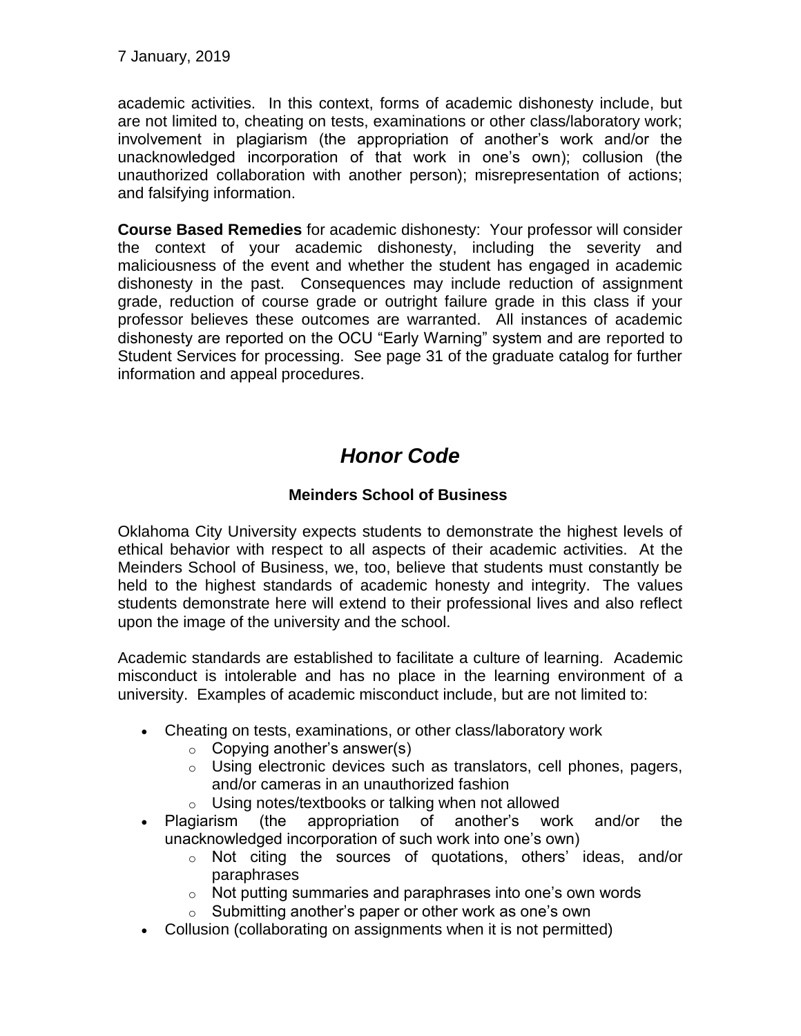academic activities. In this context, forms of academic dishonesty include, but are not limited to, cheating on tests, examinations or other class/laboratory work; involvement in plagiarism (the appropriation of another's work and/or the unacknowledged incorporation of that work in one's own); collusion (the unauthorized collaboration with another person); misrepresentation of actions; and falsifying information.

**Course Based Remedies** for academic dishonesty: Your professor will consider the context of your academic dishonesty, including the severity and maliciousness of the event and whether the student has engaged in academic dishonesty in the past. Consequences may include reduction of assignment grade, reduction of course grade or outright failure grade in this class if your professor believes these outcomes are warranted. All instances of academic dishonesty are reported on the OCU "Early Warning" system and are reported to Student Services for processing. See page 31 of the graduate catalog for further information and appeal procedures.

# *Honor Code*

### Meinders School of Business

Oklahoma City University expects students to demonstrate the highest levels of ethical behavior with respect to all aspects of their academic activities. At the Meinders School of Business, we, too, believe that students must constantly be held to the highest standards of academic honesty and integrity. The values students demonstrate here will extend to their professional lives and also reflect upon the image of the university and the school.

Academic standards are established to facilitate a culture of learning. Academic misconduct is intolerable and has no place in the learning environment of a university. Examples of academic misconduct include, but are not limited to:

- Cheating on tests, examinations, or other class/laboratory work
  - Copying another's answer(s)
  - Using electronic devices such as translators, cell phones, pagers, and/or cameras in an unauthorized fashion
  - Using notes/textbooks or talking when not allowed
- Plagiarism (the appropriation of another's work and/or the unacknowledged incorporation of such work into one's own)
  - Not citing the sources of quotations, others' ideas, and/or paraphrases
  - Not putting summaries and paraphrases into one's own words
  - Submitting another's paper or other work as one's own
- Collusion (collaborating on assignments when it is not permitted)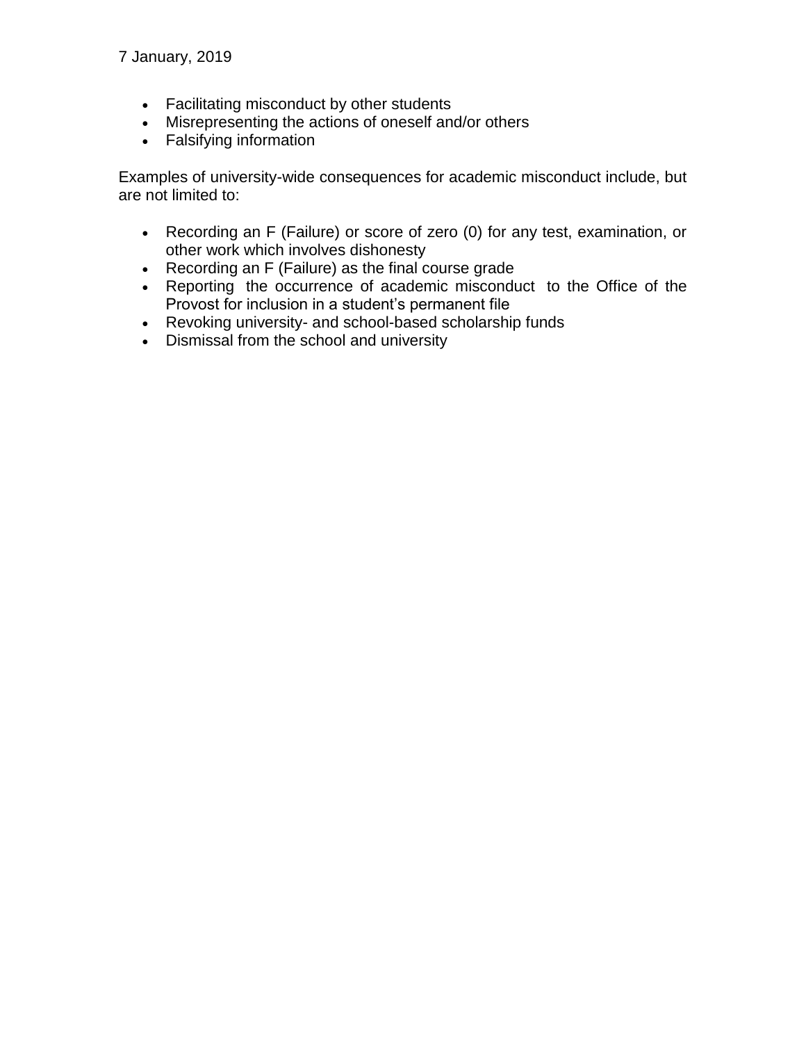- Facilitating misconduct by other students
- Misrepresenting the actions of oneself and/or others
- Falsifying information

Examples of university-wide consequences for academic misconduct include, but are not limited to:

- Recording an F (Failure) or score of zero (0) for any test, examination, or other work which involves dishonesty
- Recording an F (Failure) as the final course grade
- Reporting the occurrence of academic misconduct to the Office of the Provost for inclusion in a student's permanent file
- Revoking university- and school-based scholarship funds
- Dismissal from the school and university